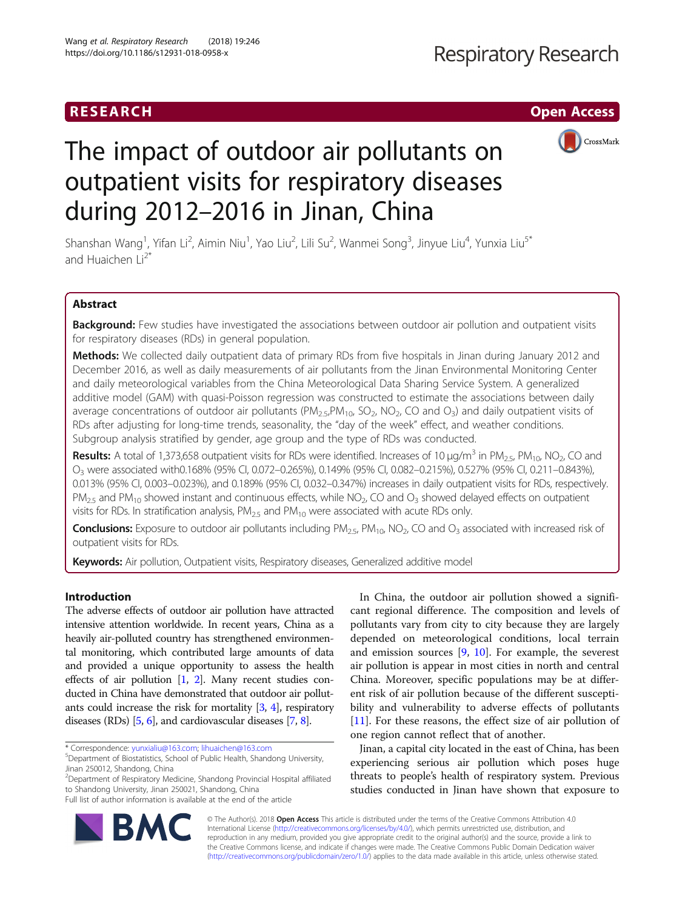RESEARCH Open Access

# The impact of outdoor air pollutants on outpatient visits for respiratory diseases during 2012–2016 in Jinan, China

Shanshan Wang[1], Yifan Li[2], Aimin Niu[1], Yao Liu[2], Lili Su[2], Wanmei Song[3], Jinyue Liu[4], Yunxia Liu[5*] and Huaichen Li[2*]

## Abstract

**Background:** Few studies have investigated the associations between outdoor air pollution and outpatient visits for respiratory diseases (RDs) in general population.

**Methods:** We collected daily outpatient data of primary RDs from five hospitals in Jinan during January 2012 and December 2016, as well as daily measurements of air pollutants from the Jinan Environmental Monitoring Center and daily meteorological variables from the China Meteorological Data Sharing Service System. A generalized additive model (GAM) with quasi-Poisson regression was constructed to estimate the associations between daily average concentrations of outdoor air pollutants ($PM_{2.5}$, $PM_{10}$, $SO_2$, $NO_2$, CO and $O_3$) and daily outpatient visits of RDs after adjusting for long-time trends, seasonality, the "day of the week" effect, and weather conditions. Subgroup analysis stratified by gender, age group and the type of RDs was conducted.

**Results:** A total of 1,373,658 outpatient visits for RDs were identified. Increases of 10 $\mu g/m^3$ in $PM_{2.5}$, $PM_{10}$, $NO_2$, CO and $O_3$ were associated with0.168% (95% CI, 0.072–0.265%), 0.149% (95% CI, 0.082–0.215%), 0.527% (95% CI, 0.211–0.843%), 0.013% (95% CI, 0.003–0.023%), and 0.189% (95% CI, 0.032–0.347%) increases in daily outpatient visits for RDs, respectively. $PM_{2.5}$ and $PM_{10}$ showed instant and continuous effects, while $NO_2$, CO and $O_3$ showed delayed effects on outpatient visits for RDs. In stratification analysis, $PM_{2.5}$ and $PM_{10}$ were associated with acute RDs only.

**Conclusions:** Exposure to outdoor air pollutants including $PM_{2.5}$, $PM_{10}$, $NO_2$, CO and $O_3$ associated with increased risk of outpatient visits for RDs.

**Keywords:** Air pollution, Outpatient visits, Respiratory diseases, Generalized additive model

## Introduction

The adverse effects of outdoor air pollution have attracted intensive attention worldwide. In recent years, China as a heavily air-polluted country has strengthened environmental monitoring, which contributed large amounts of data and provided a unique opportunity to assess the health effects of air pollution [1, 2]. Many recent studies conducted in China have demonstrated that outdoor air pollutants could increase the risk for mortality [3, 4], respiratory diseases (RDs) [5, 6], and cardiovascular diseases [7, 8].

In China, the outdoor air pollution showed a significant regional difference. The composition and levels of pollutants vary from city to city because they are largely depended on meteorological conditions, local terrain and emission sources [9, 10]. For example, the severest air pollution is appear in most cities in north and central China. Moreover, specific populations may be at different risk of air pollution because of the different susceptibility and vulnerability to adverse effects of pollutants [11]. For these reasons, the effect size of air pollution of one region cannot reflect that of another.

Jinan, a capital city located in the east of China, has been experiencing serious air pollution which poses huge threats to people's health of respiratory system. Previous studies conducted in Jinan have shown that exposure to

\* Correspondence: yunxialiu@163.com; lihuaichen@163.com
[5]Department of Biostatistics, School of Public Health, Shandong University, Jinan 250012, Shandong, China
[2]Department of Respiratory Medicine, Shandong Provincial Hospital affiliated to Shandong University, Jinan 250021, Shandong, China
Full list of author information is available at the end of the article

© The Author(s). 2018 **Open Access** This article is distributed under the terms of the Creative Commons Attribution 4.0 International License (http://creativecommons.org/licenses/by/4.0/), which permits unrestricted use, distribution, and reproduction in any medium, provided you give appropriate credit to the original author(s) and the source, provide a link to the Creative Commons license, and indicate if changes were made. The Creative Commons Public Domain Dedication waiver (http://creativecommons.org/publicdomain/zero/1.0/) applies to the data made available in this article, unless otherwise stated.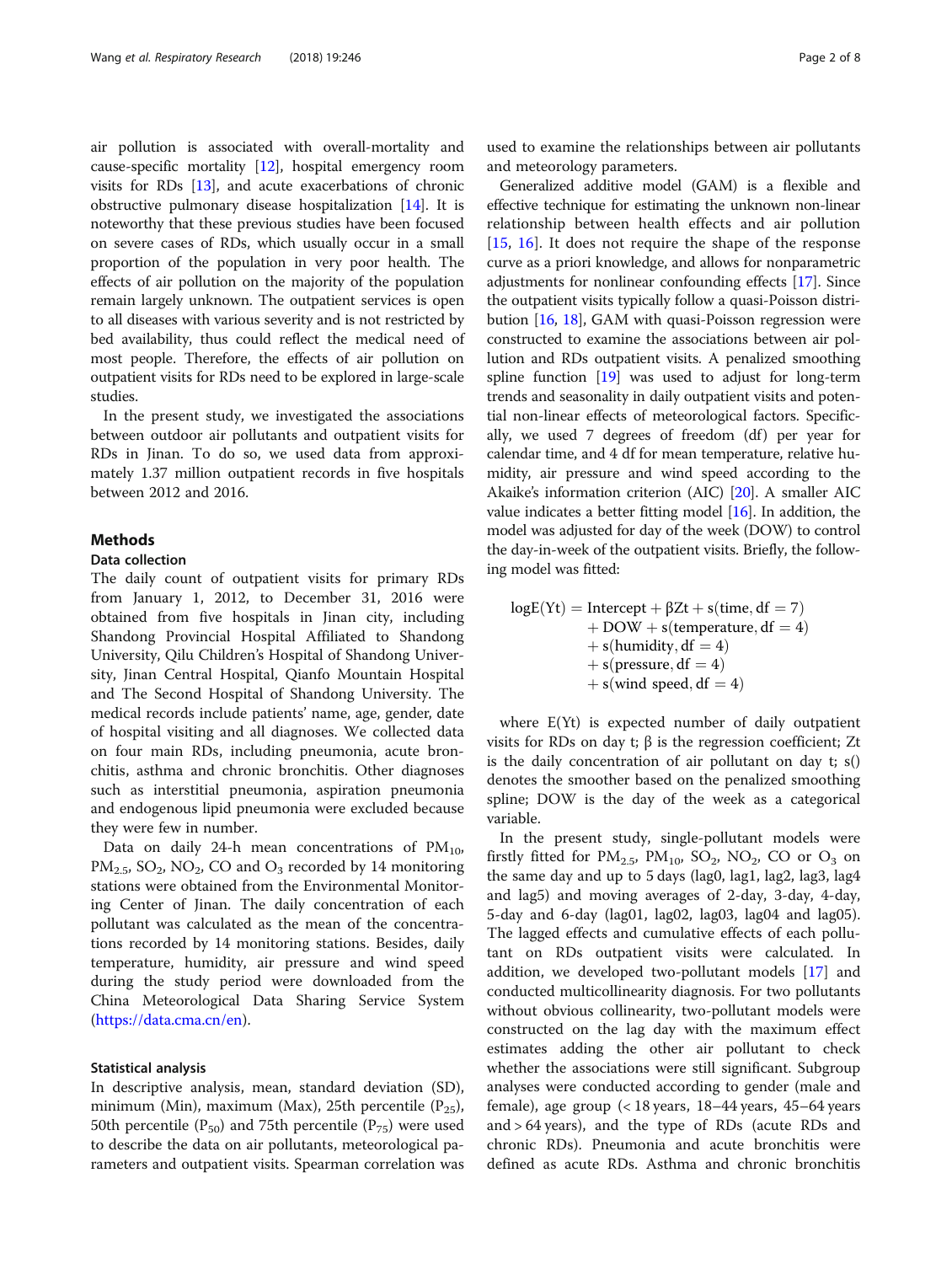air pollution is associated with overall-mortality and cause-specific mortality [12], hospital emergency room visits for RDs [13], and acute exacerbations of chronic obstructive pulmonary disease hospitalization [14]. It is noteworthy that these previous studies have been focused on severe cases of RDs, which usually occur in a small proportion of the population in very poor health. The effects of air pollution on the majority of the population remain largely unknown. The outpatient services is open to all diseases with various severity and is not restricted by bed availability, thus could reflect the medical need of most people. Therefore, the effects of air pollution on outpatient visits for RDs need to be explored in large-scale studies.

In the present study, we investigated the associations between outdoor air pollutants and outpatient visits for RDs in Jinan. To do so, we used data from approximately 1.37 million outpatient records in five hospitals between 2012 and 2016.

## Methods

### Data collection

The daily count of outpatient visits for primary RDs from January 1, 2012, to December 31, 2016 were obtained from five hospitals in Jinan city, including Shandong Provincial Hospital Affiliated to Shandong University, Qilu Children's Hospital of Shandong University, Jinan Central Hospital, Qianfo Mountain Hospital and The Second Hospital of Shandong University. The medical records include patients' name, age, gender, date of hospital visiting and all diagnoses. We collected data on four main RDs, including pneumonia, acute bronchitis, asthma and chronic bronchitis. Other diagnoses such as interstitial pneumonia, aspiration pneumonia and endogenous lipid pneumonia were excluded because they were few in number.

Data on daily 24-h mean concentrations of $PM_{10}$, $PM_{2.5}$, $SO_2$, $NO_2$, CO and $O_3$ recorded by 14 monitoring stations were obtained from the Environmental Monitoring Center of Jinan. The daily concentration of each pollutant was calculated as the mean of the concentrations recorded by 14 monitoring stations. Besides, daily temperature, humidity, air pressure and wind speed during the study period were downloaded from the China Meteorological Data Sharing Service System (https://data.cma.cn/en).

### Statistical analysis

In descriptive analysis, mean, standard deviation (SD), minimum (Min), maximum (Max), 25th percentile ($P_{25}$), 50th percentile ($P_{50}$) and 75th percentile ($P_{75}$) were used to describe the data on air pollutants, meteorological parameters and outpatient visits. Spearman correlation was used to examine the relationships between air pollutants and meteorology parameters.

Generalized additive model (GAM) is a flexible and effective technique for estimating the unknown non-linear relationship between health effects and air pollution [15, 16]. It does not require the shape of the response curve as a priori knowledge, and allows for nonparametric adjustments for nonlinear confounding effects [17]. Since the outpatient visits typically follow a quasi-Poisson distribution [16, 18], GAM with quasi-Poisson regression were constructed to examine the associations between air pollution and RDs outpatient visits. A penalized smoothing spline function [19] was used to adjust for long-term trends and seasonality in daily outpatient visits and potential non-linear effects of meteorological factors. Specifically, we used 7 degrees of freedom (df) per year for calendar time, and 4 df for mean temperature, relative humidity, air pressure and wind speed according to the Akaike's information criterion (AIC) [20]. A smaller AIC value indicates a better fitting model [16]. In addition, the model was adjusted for day of the week (DOW) to control the day-in-week of the outpatient visits. Briefly, the following model was fitted:

$$\begin{aligned}\log E(Yt) = \text{Intercept} + \beta Zt + s(\text{time}, df = 7) \\ + \text{DOW} + s(\text{temperature}, df = 4) \\ + s(\text{humidity}, df = 4) \\ + s(\text{pressure}, df = 4) \\ + s(\text{wind speed}, df = 4)\end{aligned}$$

where E(Yt) is expected number of daily outpatient visits for RDs on day t; β is the regression coefficient; Zt is the daily concentration of air pollutant on day t; s() denotes the smoother based on the penalized smoothing spline; DOW is the day of the week as a categorical variable.

In the present study, single-pollutant models were firstly fitted for $PM_{2.5}$, $PM_{10}$, $SO_2$, $NO_2$, CO or $O_3$ on the same day and up to 5 days (lag0, lag1, lag2, lag3, lag4 and lag5) and moving averages of 2-day, 3-day, 4-day, 5-day and 6-day (lag01, lag02, lag03, lag04 and lag05). The lagged effects and cumulative effects of each pollutant on RDs outpatient visits were calculated. In addition, we developed two-pollutant models [17] and conducted multicollinearity diagnosis. For two pollutants without obvious collinearity, two-pollutant models were constructed on the lag day with the maximum effect estimates adding the other air pollutant to check whether the associations were still significant. Subgroup analyses were conducted according to gender (male and female), age group (< 18 years, 18–44 years, 45–64 years and > 64 years), and the type of RDs (acute RDs and chronic RDs). Pneumonia and acute bronchitis were defined as acute RDs. Asthma and chronic bronchitis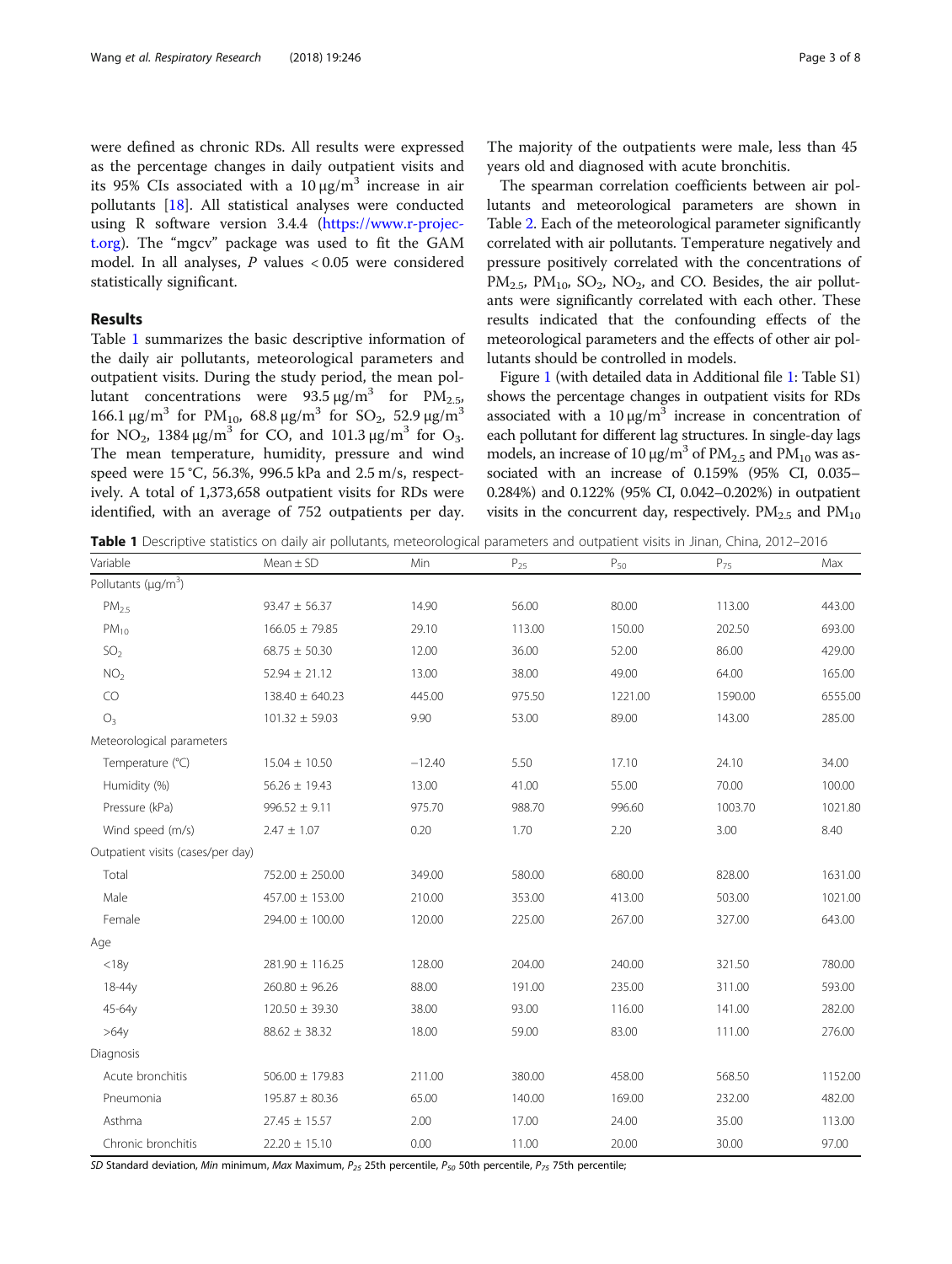were defined as chronic RDs. All results were expressed as the percentage changes in daily outpatient visits and its 95% CIs associated with a 10 μg/m$^3$ increase in air pollutants [18]. All statistical analyses were conducted using R software version 3.4.4 (https://www.r-project.org). The "mgcv" package was used to fit the GAM model. In all analyses, $P$ values < 0.05 were considered statistically significant.

## Results

Table 1 summarizes the basic descriptive information of the daily air pollutants, meteorological parameters and outpatient visits. During the study period, the mean pollutant concentrations were 93.5 μg/m$^3$ for $PM_{2.5}$, 166.1 μg/m$^3$ for $PM_{10}$, 68.8 μg/m$^3$ for $SO_2$, 52.9 μg/m$^3$ for $NO_2$, 1384 μg/m$^3$ for CO, and 101.3 μg/m$^3$ for $O_3$. The mean temperature, humidity, pressure and wind speed were 15 °C, 56.3%, 996.5 kPa and 2.5 m/s, respectively. A total of 1,373,658 outpatient visits for RDs were identified, with an average of 752 outpatients per day. The majority of the outpatients were male, less than 45 years old and diagnosed with acute bronchitis.

The spearman correlation coefficients between air pollutants and meteorological parameters are shown in Table 2. Each of the meteorological parameter significantly correlated with air pollutants. Temperature negatively and pressure positively correlated with the concentrations of $PM_{2.5}$, $PM_{10}$, $SO_2$, $NO_2$, and CO. Besides, the air pollutants were significantly correlated with each other. These results indicated that the confounding effects of the meteorological parameters and the effects of other air pollutants should be controlled in models.

Figure 1 (with detailed data in Additional file 1: Table S1) shows the percentage changes in outpatient visits for RDs associated with a 10 μg/m$^3$ increase in concentration of each pollutant for different lag structures. In single-day lags models, an increase of 10 μg/m$^3$ of $PM_{2.5}$ and $PM_{10}$ was associated with an increase of 0.159% (95% CI, 0.035–0.284%) and 0.122% (95% CI, 0.042–0.202%) in outpatient visits in the concurrent day, respectively. $PM_{2.5}$ and $PM_{10}$

**Table 1** Descriptive statistics on daily air pollutants, meteorological parameters and outpatient visits in Jinan, China, 2012–2016

| Variable | Mean ± SD | Min | $P_{25}$ | $P_{50}$ | $P_{75}$ | Max |
|---|---|---|---|---|---|---|
| Pollutants (μg/m$^3$) | | | | | | |
| $PM_{2.5}$ | 93.47 ± 56.37 | 14.90 | 56.00 | 80.00 | 113.00 | 443.00 |
| $PM_{10}$ | 166.05 ± 79.85 | 29.10 | 113.00 | 150.00 | 202.50 | 693.00 |
| $SO_2$ | 68.75 ± 50.30 | 12.00 | 36.00 | 52.00 | 86.00 | 429.00 |
| $NO_2$ | 52.94 ± 21.12 | 13.00 | 38.00 | 49.00 | 64.00 | 165.00 |
| CO | 138.40 ± 640.23 | 445.00 | 975.50 | 1221.00 | 1590.00 | 6555.00 |
| $O_3$ | 101.32 ± 59.03 | 9.90 | 53.00 | 89.00 | 143.00 | 285.00 |
| Meteorological parameters | | | | | | |
| Temperature (°C) | 15.04 ± 10.50 | −12.40 | 5.50 | 17.10 | 24.10 | 34.00 |
| Humidity (%) | 56.26 ± 19.43 | 13.00 | 41.00 | 55.00 | 70.00 | 100.00 |
| Pressure (kPa) | 996.52 ± 9.11 | 975.70 | 988.70 | 996.60 | 1003.70 | 1021.80 |
| Wind speed (m/s) | 2.47 ± 1.07 | 0.20 | 1.70 | 2.20 | 3.00 | 8.40 |
| Outpatient visits (cases/per day) | | | | | | |
| Total | 752.00 ± 250.00 | 349.00 | 580.00 | 680.00 | 828.00 | 1631.00 |
| Male | 457.00 ± 153.00 | 210.00 | 353.00 | 413.00 | 503.00 | 1021.00 |
| Female | 294.00 ± 100.00 | 120.00 | 225.00 | 267.00 | 327.00 | 643.00 |
| Age | | | | | | |
| <18y | 281.90 ± 116.25 | 128.00 | 204.00 | 240.00 | 321.50 | 780.00 |
| 18-44y | 260.80 ± 96.26 | 88.00 | 191.00 | 235.00 | 311.00 | 593.00 |
| 45-64y | 120.50 ± 39.30 | 38.00 | 93.00 | 116.00 | 141.00 | 282.00 |
| >64y | 88.62 ± 38.32 | 18.00 | 59.00 | 83.00 | 111.00 | 276.00 |
| Diagnosis | | | | | | |
| Acute bronchitis | 506.00 ± 179.83 | 211.00 | 380.00 | 458.00 | 568.50 | 1152.00 |
| Pneumonia | 195.87 ± 80.36 | 65.00 | 140.00 | 169.00 | 232.00 | 482.00 |
| Asthma | 27.45 ± 15.57 | 2.00 | 17.00 | 24.00 | 35.00 | 113.00 |
| Chronic bronchitis | 22.20 ± 15.10 | 0.00 | 11.00 | 20.00 | 30.00 | 97.00 |

*SD* Standard deviation, *Min* minimum, *Max* Maximum, $P_{25}$ 25th percentile, $P_{50}$ 50th percentile, $P_{75}$ 75th percentile;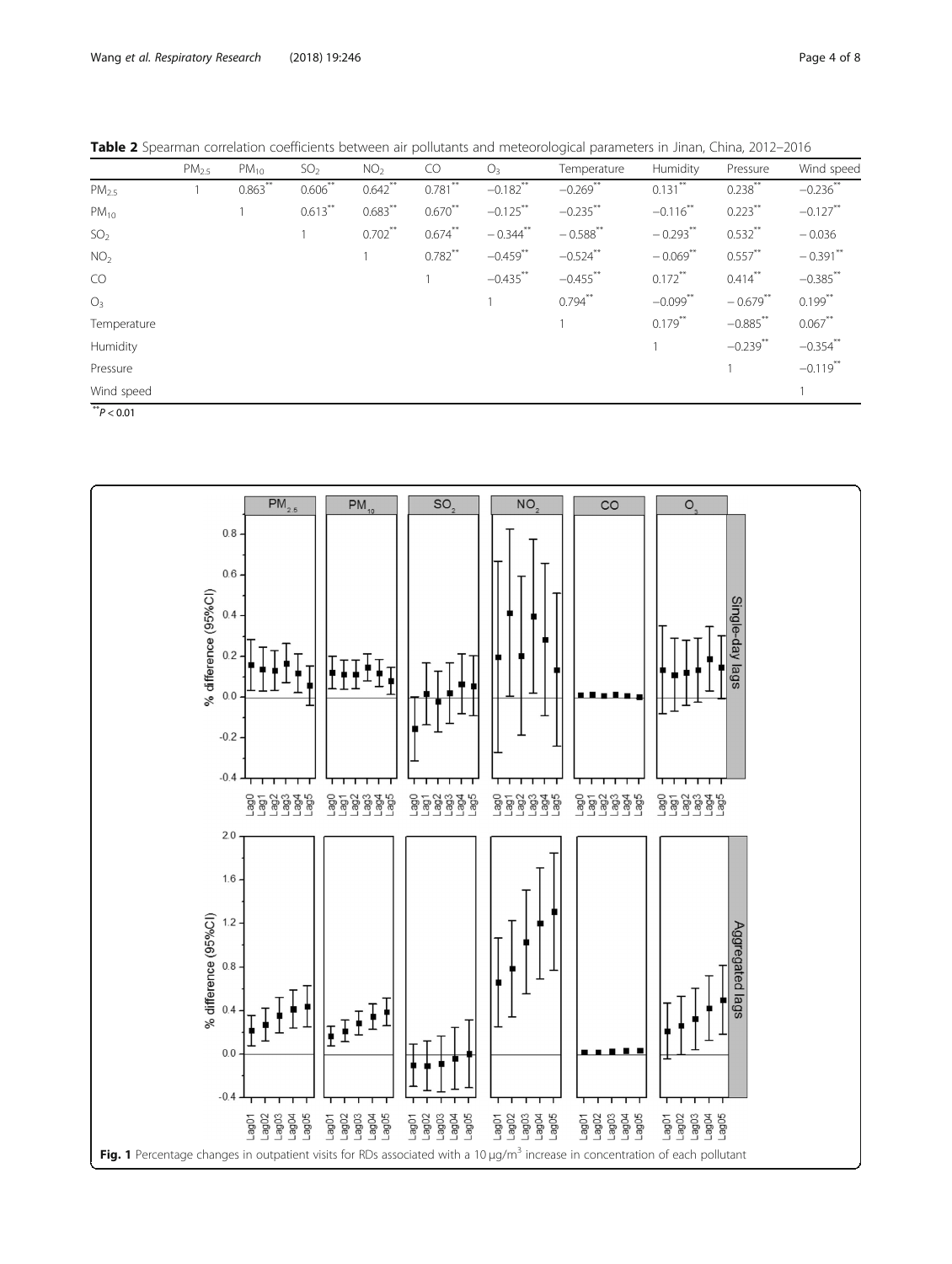**Table 2** Spearman correlation coefficients between air pollutants and meteorological parameters in Jinan, China, 2012–2016

| | $PM_{2.5}$ | $PM_{10}$ | $SO_2$ | $NO_2$ | CO | $O_3$ | Temperature | Humidity | Pressure | Wind speed |
|---|---|---|---|---|---|---|---|---|---|---|
| $PM_{2.5}$ | 1 | 0.863** | 0.606** | 0.642** | 0.781** | −0.182** | −0.269** | 0.131** | 0.238** | −0.236** |
| $PM_{10}$ | | 1 | 0.613** | 0.683** | 0.670** | −0.125** | −0.235** | −0.116** | 0.223** | −0.127** |
| $SO_2$ | | | 1 | 0.702** | 0.674** | − 0.344** | − 0.588** | − 0.293** | 0.532** | − 0.036 |
| $NO_2$ | | | | 1 | 0.782** | −0.459** | −0.524** | − 0.069** | 0.557** | − 0.391** |
| CO | | | | | 1 | −0.435** | −0.455** | 0.172** | 0.414** | −0.385** |
| $O_3$ | | | | | | 1 | 0.794** | −0.099** | − 0.679** | 0.199** |
| Temperature | | | | | | | 1 | 0.179** | −0.885** | 0.067** |
| Humidity | | | | | | | | 1 | −0.239** | −0.354** |
| Pressure | | | | | | | | | 1 | −0.119** |
| Wind speed | | | | | | | | | | 1 |

**$P < 0.01$

**Fig. 1** Percentage changes in outpatient visits for RDs associated with a 10 μg/m$^3$ increase in concentration of each pollutant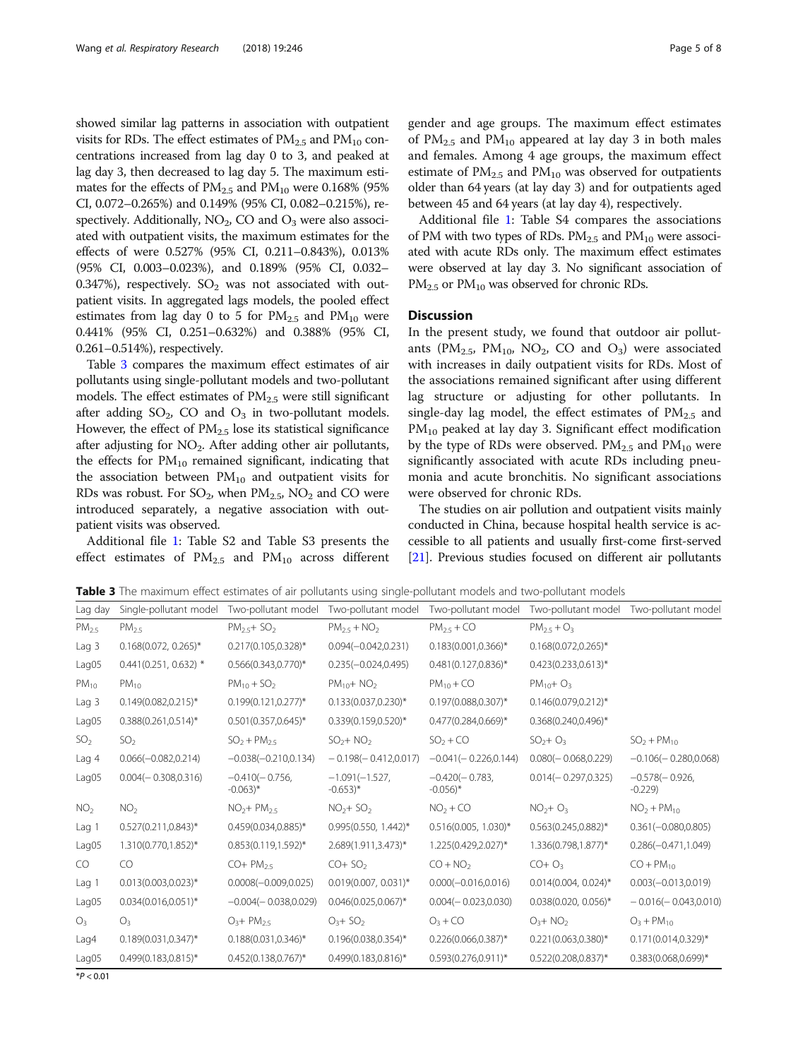showed similar lag patterns in association with outpatient visits for RDs. The effect estimates of $PM_{2.5}$ and $PM_{10}$ concentrations increased from lag day 0 to 3, and peaked at lag day 3, then decreased to lag day 5. The maximum estimates for the effects of $PM_{2.5}$ and $PM_{10}$ were 0.168% (95% CI, 0.072–0.265%) and 0.149% (95% CI, 0.082–0.215%), respectively. Additionally, $NO_2$, CO and $O_3$ were also associated with outpatient visits, the maximum estimates for the effects of were 0.527% (95% CI, 0.211–0.843%), 0.013% (95% CI, 0.003–0.023%), and 0.189% (95% CI, 0.032–0.347%), respectively. $SO_2$ was not associated with outpatient visits. In aggregated lags models, the pooled effect estimates from lag day 0 to 5 for $PM_{2.5}$ and $PM_{10}$ were 0.441% (95% CI, 0.251–0.632%) and 0.388% (95% CI, 0.261–0.514%), respectively.

Table 3 compares the maximum effect estimates of air pollutants using single-pollutant models and two-pollutant models. The effect estimates of $PM_{2.5}$ were still significant after adding $SO_2$, CO and $O_3$ in two-pollutant models. However, the effect of $PM_{2.5}$ lose its statistical significance after adjusting for $NO_2$. After adding other air pollutants, the effects for $PM_{10}$ remained significant, indicating that the association between $PM_{10}$ and outpatient visits for RDs was robust. For $SO_2$, when $PM_{2.5}$, $NO_2$ and CO were introduced separately, a negative association with outpatient visits was observed.

Additional file 1: Table S2 and Table S3 presents the effect estimates of $PM_{2.5}$ and $PM_{10}$ across different gender and age groups. The maximum effect estimates of $PM_{2.5}$ and $PM_{10}$ appeared at lay day 3 in both males and females. Among 4 age groups, the maximum effect estimate of $PM_{2.5}$ and $PM_{10}$ was observed for outpatients older than 64 years (at lay day 3) and for outpatients aged between 45 and 64 years (at lay day 4), respectively.

Additional file 1: Table S4 compares the associations of PM with two types of RDs. $PM_{2.5}$ and $PM_{10}$ were associated with acute RDs only. The maximum effect estimates were observed at lay day 3. No significant association of $PM_{2.5}$ or $PM_{10}$ was observed for chronic RDs.

## Discussion

In the present study, we found that outdoor air pollutants ($PM_{2.5}$, $PM_{10}$, $NO_2$, CO and $O_3$) were associated with increases in daily outpatient visits for RDs. Most of the associations remained significant after using different lag structure or adjusting for other pollutants. In single-day lag model, the effect estimates of $PM_{2.5}$ and $PM_{10}$ peaked at lay day 3. Significant effect modification by the type of RDs were observed. $PM_{2.5}$ and $PM_{10}$ were significantly associated with acute RDs including pneumonia and acute bronchitis. No significant associations were observed for chronic RDs.

The studies on air pollution and outpatient visits mainly conducted in China, because hospital health service is accessible to all patients and usually first-come first-served [21]. Previous studies focused on different air pollutants

**Table 3** The maximum effect estimates of air pollutants using single-pollutant models and two-pollutant models

| Lag day | Single-pollutant model | Two-pollutant model | Two-pollutant model | Two-pollutant model | Two-pollutant model | Two-pollutant model |
|---|---|---|---|---|---|---|
| $PM_{2.5}$ | $PM_{2.5}$ | $PM_{2.5}+SO_2$ | $PM_{2.5}+NO_2$ | $PM_{2.5}+CO$ | $PM_{2.5}+O_3$ | |
| Lag 3 | 0.168(0.072, 0.265)* | 0.217(0.105,0.328)* | 0.094(−0.042,0.231) | 0.183(0.001,0.366)* | 0.168(0.072,0.265)* | |
| Lag05 | 0.441(0.251, 0.632) * | 0.566(0.343,0.770)* | 0.235(−0.024,0.495) | 0.481(0.127,0.836)* | 0.423(0.233,0.613)* | |
| $PM_{10}$ | $PM_{10}$ | $PM_{10}+SO_2$ | $PM_{10}+NO_2$ | $PM_{10}+CO$ | $PM_{10}+O_3$ | |
| Lag 3 | 0.149(0.082,0.215)* | 0.199(0.121,0.277)* | 0.133(0.037,0.230)* | 0.197(0.088,0.307)* | 0.146(0.079,0.212)* | |
| Lag05 | 0.388(0.261,0.514)* | 0.501(0.357,0.645)* | 0.339(0.159,0.520)* | 0.477(0.284,0.669)* | 0.368(0.240,0.496)* | |
| $SO_2$ | $SO_2$ | $SO_2+PM_{2.5}$ | $SO_2+NO_2$ | $SO_2+CO$ | $SO_2+O_3$ | $SO_2+PM_{10}$ |
| Lag 4 | 0.066(−0.082,0.214) | −0.038(−0.210,0.134) | − 0.198(− 0.412,0.017) | −0.041(− 0.226,0.144) | 0.080(− 0.068,0.229) | −0.106(− 0.280,0.068) |
| Lag05 | 0.004(− 0.308,0.316) | −0.410(− 0.756, -0.063)* | −1.091(−1.527, -0.653)* | −0.420(− 0.783, -0.056)* | 0.014(− 0.297,0.325) | −0.578(− 0.926, -0.229) |
| $NO_2$ | $NO_2$ | $NO_2+PM_{2.5}$ | $NO_2+SO_2$ | $NO_2+CO$ | $NO_2+O_3$ | $NO_2+PM_{10}$ |
| Lag 1 | 0.527(0.211,0.843)* | 0.459(0.034,0.885)* | 0.995(0.550, 1.442)* | 0.516(0.005, 1.030)* | 0.563(0.245,0.882)* | 0.361(−0.080,0.805) |
| Lag05 | 1.310(0.770,1.852)* | 0.853(0.119,1.592)* | 2.689(1.911,3.473)* | 1.225(0.429,2.027)* | 1.336(0.798,1.877)* | 0.286(−0.471,1.049) |
| CO | CO | $CO+PM_{2.5}$ | $CO+SO_2$ | $CO+NO_2$ | $CO+O_3$ | $CO+PM_{10}$ |
| Lag 1 | 0.013(0.003,0.023)* | 0.0008(−0.009,0.025) | 0.019(0.007, 0.031)* | 0.000(−0.016,0.016) | 0.014(0.004, 0.024)* | 0.003(−0.013,0.019) |
| Lag05 | 0.034(0.016,0.051)* | −0.004(− 0.038,0.029) | 0.046(0.025,0.067)* | 0.004(− 0.023,0.030) | 0.038(0.020, 0.056)* | − 0.016(− 0.043,0.010) |
| $O_3$ | $O_3$ | $O_3+PM_{2.5}$ | $O_3+SO_2$ | $O_3+CO$ | $O_3+NO_2$ | $O_3+PM_{10}$ |
| Lag4 | 0.189(0.031,0.347)* | 0.188(0.031,0.346)* | 0.196(0.038,0.354)* | 0.226(0.066,0.387)* | 0.221(0.063,0.380)* | 0.171(0.014,0.329)* |
| Lag05 | 0.499(0.183,0.815)* | 0.452(0.138,0.767)* | 0.499(0.183,0.816)* | 0.593(0.276,0.911)* | 0.522(0.208,0.837)* | 0.383(0.068,0.699)* |

*$P < 0.01$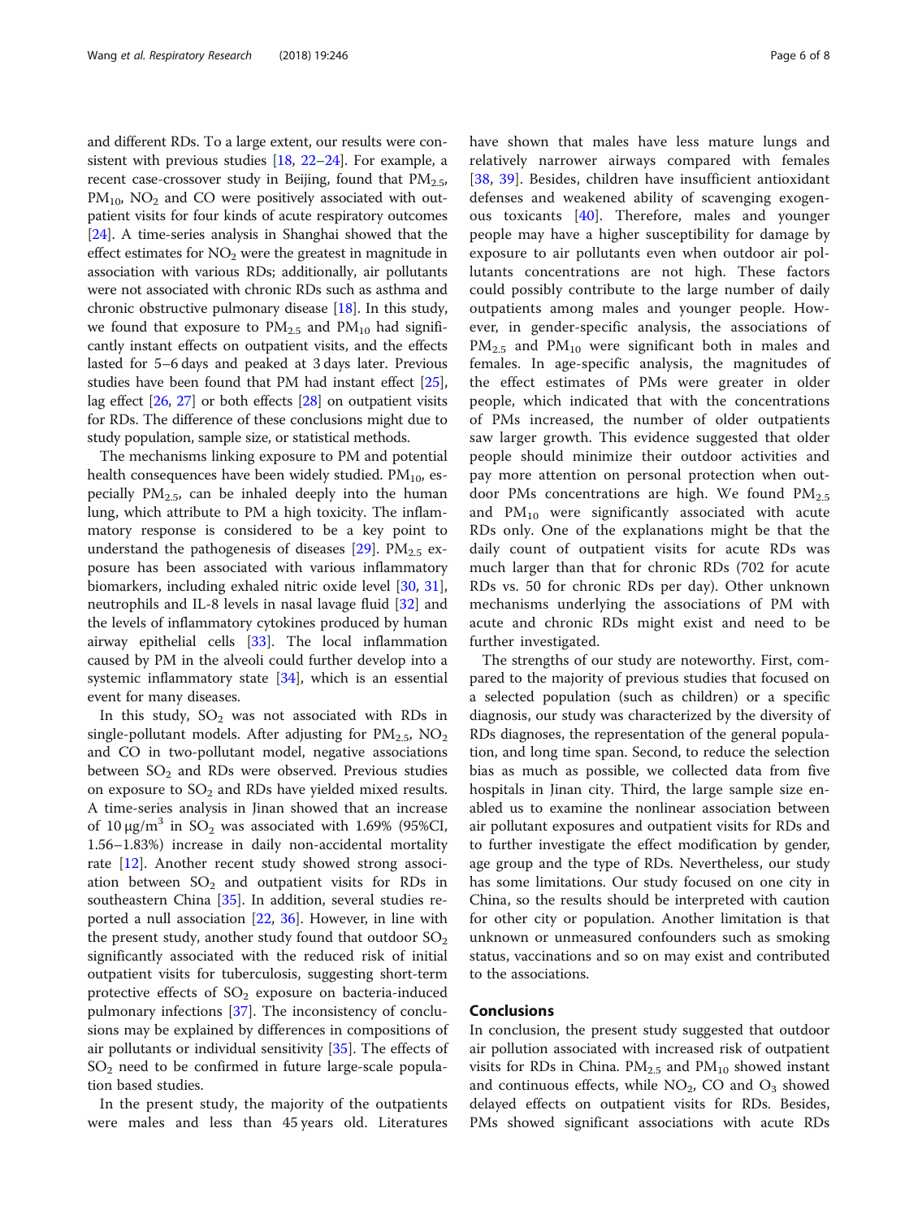and different RDs. To a large extent, our results were consistent with previous studies [18, 22–24]. For example, a recent case-crossover study in Beijing, found that $PM_{2.5}$, $PM_{10}$, $NO_2$ and CO were positively associated with outpatient visits for four kinds of acute respiratory outcomes [24]. A time-series analysis in Shanghai showed that the effect estimates for $NO_2$ were the greatest in magnitude in association with various RDs; additionally, air pollutants were not associated with chronic RDs such as asthma and chronic obstructive pulmonary disease [18]. In this study, we found that exposure to $PM_{2.5}$ and $PM_{10}$ had significantly instant effects on outpatient visits, and the effects lasted for 5–6 days and peaked at 3 days later. Previous studies have been found that PM had instant effect [25], lag effect [26, 27] or both effects [28] on outpatient visits for RDs. The difference of these conclusions might due to study population, sample size, or statistical methods.

The mechanisms linking exposure to PM and potential health consequences have been widely studied. $PM_{10}$, especially $PM_{2.5}$, can be inhaled deeply into the human lung, which attribute to PM a high toxicity. The inflammatory response is considered to be a key point to understand the pathogenesis of diseases [29]. $PM_{2.5}$ exposure has been associated with various inflammatory biomarkers, including exhaled nitric oxide level [30, 31], neutrophils and IL-8 levels in nasal lavage fluid [32] and the levels of inflammatory cytokines produced by human airway epithelial cells [33]. The local inflammation caused by PM in the alveoli could further develop into a systemic inflammatory state [34], which is an essential event for many diseases.

In this study, $SO_2$ was not associated with RDs in single-pollutant models. After adjusting for $PM_{2.5}$, $NO_2$ and CO in two-pollutant model, negative associations between $SO_2$ and RDs were observed. Previous studies on exposure to $SO_2$ and RDs have yielded mixed results. A time-series analysis in Jinan showed that an increase of $10\ \mu g/m^3$ in $SO_2$ was associated with 1.69% (95%CI, 1.56–1.83%) increase in daily non-accidental mortality rate [12]. Another recent study showed strong association between $SO_2$ and outpatient visits for RDs in southeastern China [35]. In addition, several studies reported a null association [22, 36]. However, in line with the present study, another study found that outdoor $SO_2$ significantly associated with the reduced risk of initial outpatient visits for tuberculosis, suggesting short-term protective effects of $SO_2$ exposure on bacteria-induced pulmonary infections [37]. The inconsistency of conclusions may be explained by differences in compositions of air pollutants or individual sensitivity [35]. The effects of $SO_2$ need to be confirmed in future large-scale population based studies.

In the present study, the majority of the outpatients were males and less than 45 years old. Literatures have shown that males have less mature lungs and relatively narrower airways compared with females [38, 39]. Besides, children have insufficient antioxidant defenses and weakened ability of scavenging exogenous toxicants [40]. Therefore, males and younger people may have a higher susceptibility for damage by exposure to air pollutants even when outdoor air pollutants concentrations are not high. These factors could possibly contribute to the large number of daily outpatients among males and younger people. However, in gender-specific analysis, the associations of $PM_{2.5}$ and $PM_{10}$ were significant both in males and females. In age-specific analysis, the magnitudes of the effect estimates of PMs were greater in older people, which indicated that with the concentrations of PMs increased, the number of older outpatients saw larger growth. This evidence suggested that older people should minimize their outdoor activities and pay more attention on personal protection when outdoor PMs concentrations are high. We found $PM_{2.5}$ and $PM_{10}$ were significantly associated with acute RDs only. One of the explanations might be that the daily count of outpatient visits for acute RDs was much larger than that for chronic RDs (702 for acute RDs vs. 50 for chronic RDs per day). Other unknown mechanisms underlying the associations of PM with acute and chronic RDs might exist and need to be further investigated.

The strengths of our study are noteworthy. First, compared to the majority of previous studies that focused on a selected population (such as children) or a specific diagnosis, our study was characterized by the diversity of RDs diagnoses, the representation of the general population, and long time span. Second, to reduce the selection bias as much as possible, we collected data from five hospitals in Jinan city. Third, the large sample size enabled us to examine the nonlinear association between air pollutant exposures and outpatient visits for RDs and to further investigate the effect modification by gender, age group and the type of RDs. Nevertheless, our study has some limitations. Our study focused on one city in China, so the results should be interpreted with caution for other city or population. Another limitation is that unknown or unmeasured confounders such as smoking status, vaccinations and so on may exist and contributed to the associations.

## Conclusions

In conclusion, the present study suggested that outdoor air pollution associated with increased risk of outpatient visits for RDs in China. $PM_{2.5}$ and $PM_{10}$ showed instant and continuous effects, while $NO_2$, CO and $O_3$ showed delayed effects on outpatient visits for RDs. Besides, PMs showed significant associations with acute RDs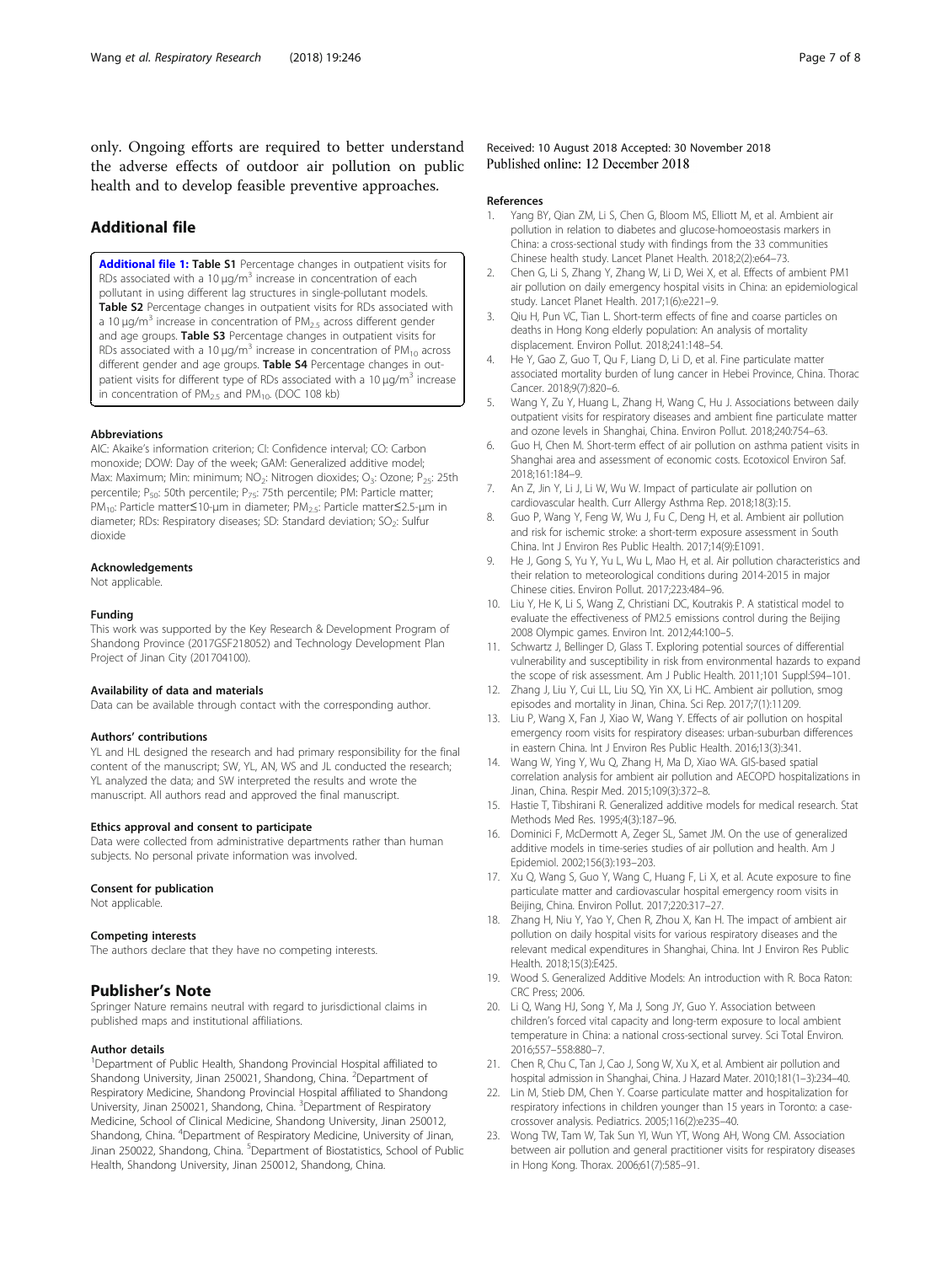only. Ongoing efforts are required to better understand the adverse effects of outdoor air pollution on public health and to develop feasible preventive approaches.

## Additional file

**Additional file 1: Table S1** Percentage changes in outpatient visits for RDs associated with a 10 μg/m$^3$ increase in concentration of each pollutant in using different lag structures in single-pollutant models. **Table S2** Percentage changes in outpatient visits for RDs associated with a 10 μg/m$^3$ increase in concentration of $PM_{2.5}$ across different gender and age groups. **Table S3** Percentage changes in outpatient visits for RDs associated with a 10 μg/m$^3$ increase in concentration of $PM_{10}$ across different gender and age groups. **Table S4** Percentage changes in outpatient visits for different type of RDs associated with a 10 μg/m$^3$ increase in concentration of $PM_{2.5}$ and $PM_{10}$. (DOC 108 kb)

#### Abbreviations

AIC: Akaike's information criterion; CI: Confidence interval; CO: Carbon monoxide; DOW: Day of the week; GAM: Generalized additive model; Max: Maximum; Min: minimum; $NO_2$: Nitrogen dioxides; $O_3$: Ozone; $P_{25}$: 25th percentile; $P_{50}$: 50th percentile; $P_{75}$: 75th percentile; PM: Particle matter; $PM_{10}$: Particle matter≤10-μm in diameter; $PM_{2.5}$: Particle matter≤2.5-μm in diameter; RDs: Respiratory diseases; SD: Standard deviation; $SO_2$: Sulfur dioxide

#### Acknowledgements

Not applicable.

#### Funding

This work was supported by the Key Research & Development Program of Shandong Province (2017GSF218052) and Technology Development Plan Project of Jinan City (201704100).

#### Availability of data and materials

Data can be available through contact with the corresponding author.

#### Authors' contributions

YL and HL designed the research and had primary responsibility for the final content of the manuscript; SW, YL, AN, WS and JL conducted the research; YL analyzed the data; and SW interpreted the results and wrote the manuscript. All authors read and approved the final manuscript.

#### Ethics approval and consent to participate

Data were collected from administrative departments rather than human subjects. No personal private information was involved.

#### Consent for publication

Not applicable.

#### Competing interests

The authors declare that they have no competing interests.

## Publisher's Note

Springer Nature remains neutral with regard to jurisdictional claims in published maps and institutional affiliations.

#### Author details

[1]Department of Public Health, Shandong Provincial Hospital affiliated to Shandong University, Jinan 250021, Shandong, China. [2]Department of Respiratory Medicine, Shandong Provincial Hospital affiliated to Shandong University, Jinan 250021, Shandong, China. [3]Department of Respiratory Medicine, School of Clinical Medicine, Shandong University, Jinan 250012, Shandong, China. [4]Department of Respiratory Medicine, University of Jinan, Jinan 250022, Shandong, China. [5]Department of Biostatistics, School of Public Health, Shandong University, Jinan 250012, Shandong, China.

Received: 10 August 2018 Accepted: 30 November 2018
Published online: 12 December 2018

#### References

1. Yang BY, Qian ZM, Li S, Chen G, Bloom MS, Elliott M, et al. Ambient air pollution in relation to diabetes and glucose-homoeostasis markers in China: a cross-sectional study with findings from the 33 communities Chinese health study. Lancet Planet Health. 2018;2(2):e64–73.
2. Chen G, Li S, Zhang Y, Zhang W, Li D, Wei X, et al. Effects of ambient PM1 air pollution on daily emergency hospital visits in China: an epidemiological study. Lancet Planet Health. 2017;1(6):e221–9.
3. Qiu H, Pun VC, Tian L. Short-term effects of fine and coarse particles on deaths in Hong Kong elderly population: An analysis of mortality displacement. Environ Pollut. 2018;241:148–54.
4. He Y, Gao Z, Guo T, Qu F, Liang D, Li D, et al. Fine particulate matter associated mortality burden of lung cancer in Hebei Province, China. Thorac Cancer. 2018;9(7):820–6.
5. Wang Y, Zu Y, Huang L, Zhang H, Wang C, Hu J. Associations between daily outpatient visits for respiratory diseases and ambient fine particulate matter and ozone levels in Shanghai, China. Environ Pollut. 2018;240:754–63.
6. Guo H, Chen M. Short-term effect of air pollution on asthma patient visits in Shanghai area and assessment of economic costs. Ecotoxicol Environ Saf. 2018;161:184–9.
7. An Z, Jin Y, Li J, Li W, Wu W. Impact of particulate air pollution on cardiovascular health. Curr Allergy Asthma Rep. 2018;18(3):15.
8. Guo P, Wang Y, Feng W, Wu J, Fu C, Deng H, et al. Ambient air pollution and risk for ischemic stroke: a short-term exposure assessment in South China. Int J Environ Res Public Health. 2017;14(9):E1091.
9. He J, Gong S, Yu Y, Yu L, Wu L, Mao H, et al. Air pollution characteristics and their relation to meteorological conditions during 2014-2015 in major Chinese cities. Environ Pollut. 2017;223:484–96.
10. Liu Y, He K, Li S, Wang Z, Christiani DC, Koutrakis P. A statistical model to evaluate the effectiveness of PM2.5 emissions control during the Beijing 2008 Olympic games. Environ Int. 2012;44:100–5.
11. Schwartz J, Bellinger D, Glass T. Exploring potential sources of differential vulnerability and susceptibility in risk from environmental hazards to expand the scope of risk assessment. Am J Public Health. 2011;101 Suppl:S94–101.
12. Zhang J, Liu Y, Cui LL, Liu SQ, Yin XX, Li HC. Ambient air pollution, smog episodes and mortality in Jinan, China. Sci Rep. 2017;7(1):11209.
13. Liu P, Wang X, Fan J, Xiao W, Wang Y. Effects of air pollution on hospital emergency room visits for respiratory diseases: urban-suburban differences in eastern China. Int J Environ Res Public Health. 2016;13(3):341.
14. Wang W, Ying Y, Wu Q, Zhang H, Ma D, Xiao WA. GIS-based spatial correlation analysis for ambient air pollution and AECOPD hospitalizations in Jinan, China. Respir Med. 2015;109(3):372–8.
15. Hastie T, Tibshirani R. Generalized additive models for medical research. Stat Methods Med Res. 1995;4(3):187–96.
16. Dominici F, McDermott A, Zeger SL, Samet JM. On the use of generalized additive models in time-series studies of air pollution and health. Am J Epidemiol. 2002;156(3):193–203.
17. Xu Q, Wang S, Guo Y, Wang C, Huang F, Li X, et al. Acute exposure to fine particulate matter and cardiovascular hospital emergency room visits in Beijing, China. Environ Pollut. 2017;220:317–27.
18. Zhang H, Niu Y, Yao Y, Chen R, Zhou X, Kan H. The impact of ambient air pollution on daily hospital visits for various respiratory diseases and the relevant medical expenditures in Shanghai, China. Int J Environ Res Public Health. 2018;15(3):E425.
19. Wood S. Generalized Additive Models: An introduction with R. Boca Raton: CRC Press; 2006.
20. Li Q, Wang HJ, Song Y, Ma J, Song JY, Guo Y. Association between children's forced vital capacity and long-term exposure to local ambient temperature in China: a national cross-sectional survey. Sci Total Environ. 2016;557–558:880–7.
21. Chen R, Chu C, Tan J, Cao J, Song W, Xu X, et al. Ambient air pollution and hospital admission in Shanghai, China. J Hazard Mater. 2010;181(1–3):234–40.
22. Lin M, Stieb DM, Chen Y. Coarse particulate matter and hospitalization for respiratory infections in children younger than 15 years in Toronto: a case-crossover analysis. Pediatrics. 2005;116(2):e235–40.
23. Wong TW, Tam W, Tak Sun YI, Wun YT, Wong AH, Wong CM. Association between air pollution and general practitioner visits for respiratory diseases in Hong Kong. Thorax. 2006;61(7):585–91.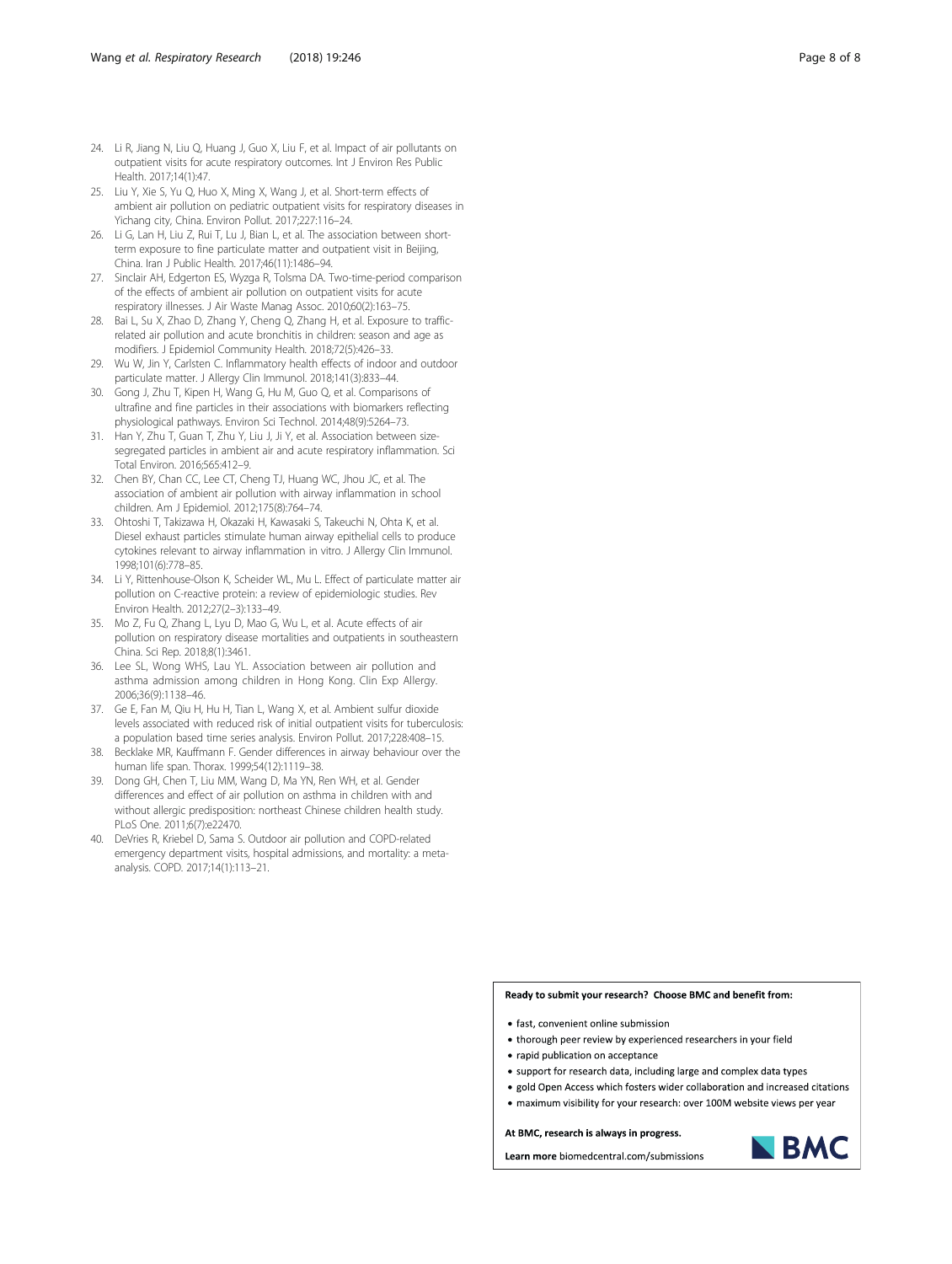24. Li R, Jiang N, Liu Q, Huang J, Guo X, Liu F, et al. Impact of air pollutants on outpatient visits for acute respiratory outcomes. Int J Environ Res Public Health. 2017;14(1):47.
25. Liu Y, Xie S, Yu Q, Huo X, Ming X, Wang J, et al. Short-term effects of ambient air pollution on pediatric outpatient visits for respiratory diseases in Yichang city, China. Environ Pollut. 2017;227:116–24.
26. Li G, Lan H, Liu Z, Rui T, Lu J, Bian L, et al. The association between short-term exposure to fine particulate matter and outpatient visit in Beijing, China. Iran J Public Health. 2017;46(11):1486–94.
27. Sinclair AH, Edgerton ES, Wyzga R, Tolsma DA. Two-time-period comparison of the effects of ambient air pollution on outpatient visits for acute respiratory illnesses. J Air Waste Manag Assoc. 2010;60(2):163–75.
28. Bai L, Su X, Zhao D, Zhang Y, Cheng Q, Zhang H, et al. Exposure to traffic-related air pollution and acute bronchitis in children: season and age as modifiers. J Epidemiol Community Health. 2018;72(5):426–33.
29. Wu W, Jin Y, Carlsten C. Inflammatory health effects of indoor and outdoor particulate matter. J Allergy Clin Immunol. 2018;141(3):833–44.
30. Gong J, Zhu T, Kipen H, Wang G, Hu M, Guo Q, et al. Comparisons of ultrafine and fine particles in their associations with biomarkers reflecting physiological pathways. Environ Sci Technol. 2014;48(9):5264–73.
31. Han Y, Zhu T, Guan T, Zhu Y, Liu J, Ji Y, et al. Association between size-segregated particles in ambient air and acute respiratory inflammation. Sci Total Environ. 2016;565:412–9.
32. Chen BY, Chan CC, Lee CT, Cheng TJ, Huang WC, Jhou JC, et al. The association of ambient air pollution with airway inflammation in school children. Am J Epidemiol. 2012;175(8):764–74.
33. Ohtoshi T, Takizawa H, Okazaki H, Kawasaki S, Takeuchi N, Ohta K, et al. Diesel exhaust particles stimulate human airway epithelial cells to produce cytokines relevant to airway inflammation in vitro. J Allergy Clin Immunol. 1998;101(6):778–85.
34. Li Y, Rittenhouse-Olson K, Scheider WL, Mu L. Effect of particulate matter air pollution on C-reactive protein: a review of epidemiologic studies. Rev Environ Health. 2012;27(2–3):133–49.
35. Mo Z, Fu Q, Zhang L, Lyu D, Mao G, Wu L, et al. Acute effects of air pollution on respiratory disease mortalities and outpatients in southeastern China. Sci Rep. 2018;8(1):3461.
36. Lee SL, Wong WHS, Lau YL. Association between air pollution and asthma admission among children in Hong Kong. Clin Exp Allergy. 2006;36(9):1138–46.
37. Ge E, Fan M, Qiu H, Hu H, Tian L, Wang X, et al. Ambient sulfur dioxide levels associated with reduced risk of initial outpatient visits for tuberculosis: a population based time series analysis. Environ Pollut. 2017;228:408–15.
38. Becklake MR, Kauffmann F. Gender differences in airway behaviour over the human life span. Thorax. 1999;54(12):1119–38.
39. Dong GH, Chen T, Liu MM, Wang D, Ma YN, Ren WH, et al. Gender differences and effect of air pollution on asthma in children with and without allergic predisposition: northeast Chinese children health study. PLoS One. 2011;6(7):e22470.
40. DeVries R, Kriebel D, Sama S. Outdoor air pollution and COPD-related emergency department visits, hospital admissions, and mortality: a meta-analysis. COPD. 2017;14(1):113–21.

**Ready to submit your research? Choose BMC and benefit from:**

- fast, convenient online submission
- thorough peer review by experienced researchers in your field
- rapid publication on acceptance
- support for research data, including large and complex data types
- gold Open Access which fosters wider collaboration and increased citations
- maximum visibility for your research: over 100M website views per year

**At BMC, research is always in progress.**

**Learn more** biomedcentral.com/submissions

BMC